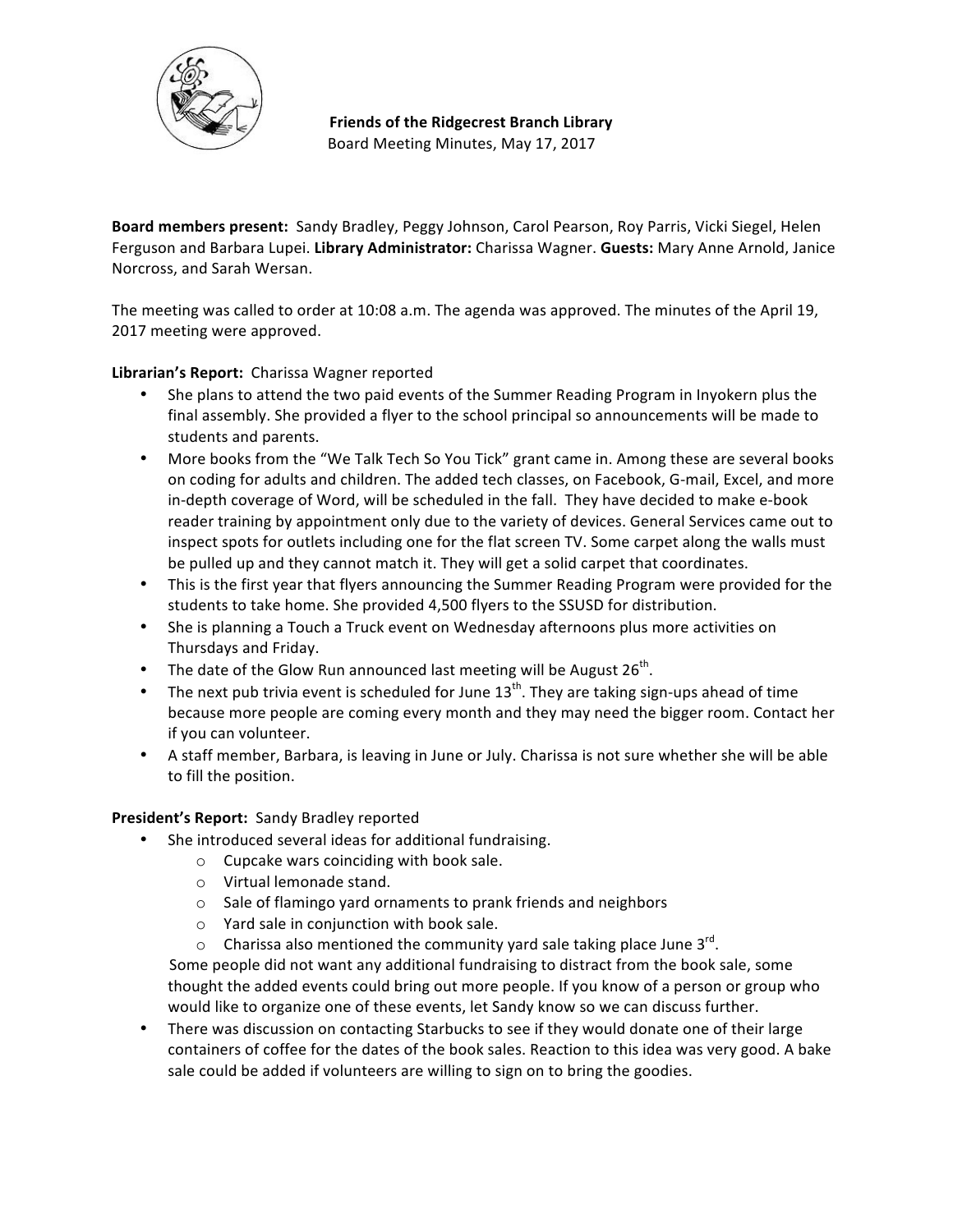**Friends of the Ridgecrest Branch Library**
Board Meeting Minutes, May 17, 2017

**Board members present:** Sandy Bradley, Peggy Johnson, Carol Pearson, Roy Parris, Vicki Siegel, Helen Ferguson and Barbara Lupei. **Library Administrator:** Charissa Wagner. **Guests:** Mary Anne Arnold, Janice Norcross, and Sarah Wersan.

The meeting was called to order at 10:08 a.m. The agenda was approved. The minutes of the April 19, 2017 meeting were approved.

**Librarian's Report:** Charissa Wagner reported

- She plans to attend the two paid events of the Summer Reading Program in Inyokern plus the final assembly. She provided a flyer to the school principal so announcements will be made to students and parents.
- More books from the "We Talk Tech So You Tick" grant came in. Among these are several books on coding for adults and children. The added tech classes, on Facebook, G-mail, Excel, and more in-depth coverage of Word, will be scheduled in the fall. They have decided to make e-book reader training by appointment only due to the variety of devices. General Services came out to inspect spots for outlets including one for the flat screen TV. Some carpet along the walls must be pulled up and they cannot match it. They will get a solid carpet that coordinates.
- This is the first year that flyers announcing the Summer Reading Program were provided for the students to take home. She provided 4,500 flyers to the SSUSD for distribution.
- She is planning a Touch a Truck event on Wednesday afternoons plus more activities on Thursdays and Friday.
- The date of the Glow Run announced last meeting will be August 26th.
- The next pub trivia event is scheduled for June 13th. They are taking sign-ups ahead of time because more people are coming every month and they may need the bigger room. Contact her if you can volunteer.
- A staff member, Barbara, is leaving in June or July. Charissa is not sure whether she will be able to fill the position.

**President's Report:** Sandy Bradley reported

- She introduced several ideas for additional fundraising.
  - Cupcake wars coinciding with book sale.
  - Virtual lemonade stand.
  - Sale of flamingo yard ornaments to prank friends and neighbors
  - Yard sale in conjunction with book sale.
  - Charissa also mentioned the community yard sale taking place June 3rd.

  Some people did not want any additional fundraising to distract from the book sale, some thought the added events could bring out more people. If you know of a person or group who would like to organize one of these events, let Sandy know so we can discuss further.
- There was discussion on contacting Starbucks to see if they would donate one of their large containers of coffee for the dates of the book sales. Reaction to this idea was very good. A bake sale could be added if volunteers are willing to sign on to bring the goodies.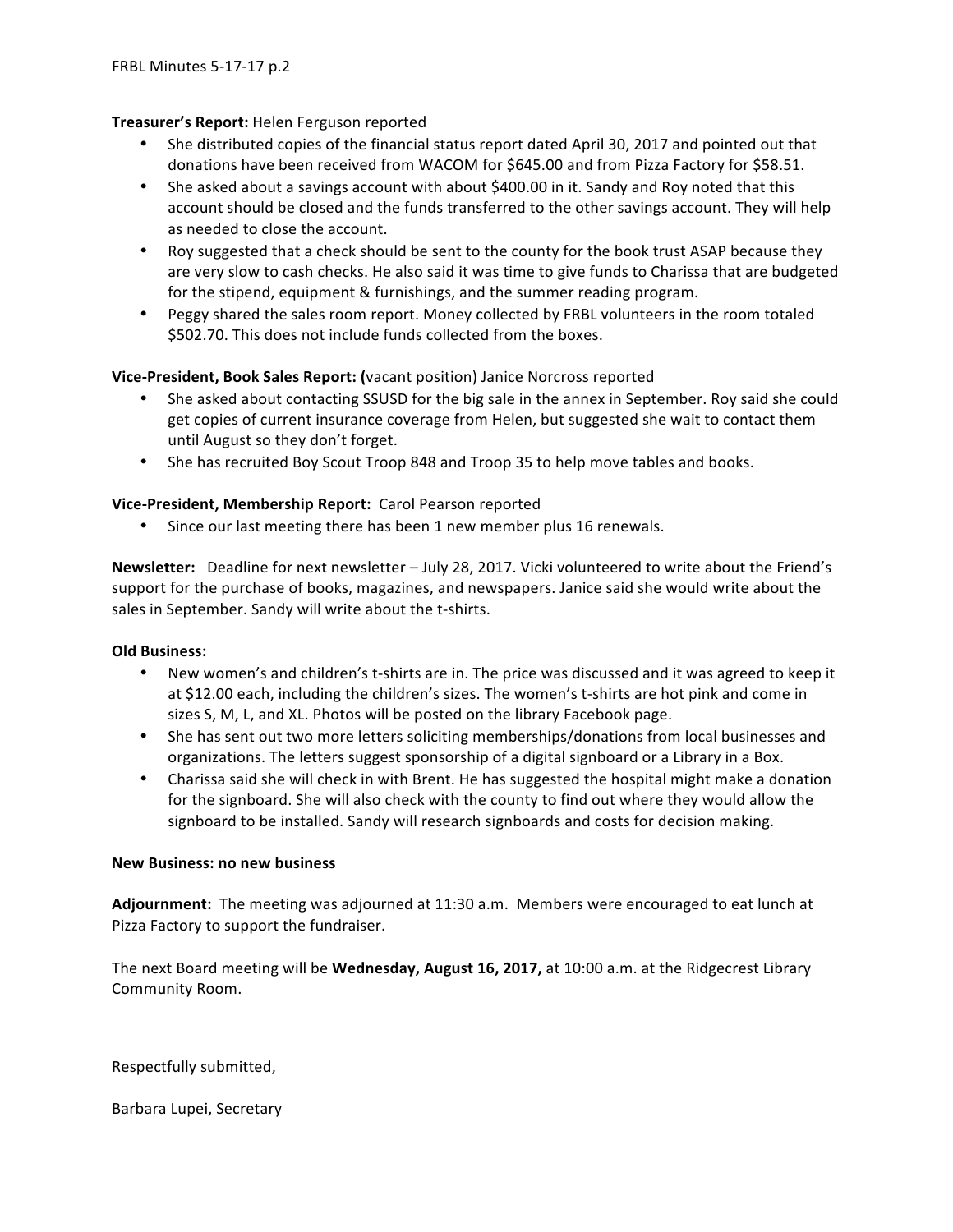**Treasurer's Report:** Helen Ferguson reported

- She distributed copies of the financial status report dated April 30, 2017 and pointed out that donations have been received from WACOM for $645.00 and from Pizza Factory for $58.51.
- She asked about a savings account with about $400.00 in it. Sandy and Roy noted that this account should be closed and the funds transferred to the other savings account. They will help as needed to close the account.
- Roy suggested that a check should be sent to the county for the book trust ASAP because they are very slow to cash checks. He also said it was time to give funds to Charissa that are budgeted for the stipend, equipment & furnishings, and the summer reading program.
- Peggy shared the sales room report. Money collected by FRBL volunteers in the room totaled $502.70. This does not include funds collected from the boxes.

**Vice-President, Book Sales Report: (**vacant position) Janice Norcross reported

- She asked about contacting SSUSD for the big sale in the annex in September. Roy said she could get copies of current insurance coverage from Helen, but suggested she wait to contact them until August so they don't forget.
- She has recruited Boy Scout Troop 848 and Troop 35 to help move tables and books.

**Vice-President, Membership Report:** Carol Pearson reported

- Since our last meeting there has been 1 new member plus 16 renewals.

**Newsletter:** Deadline for next newsletter – July 28, 2017. Vicki volunteered to write about the Friend's support for the purchase of books, magazines, and newspapers. Janice said she would write about the sales in September. Sandy will write about the t-shirts.

**Old Business:**

- New women's and children's t-shirts are in. The price was discussed and it was agreed to keep it at $12.00 each, including the children's sizes. The women's t-shirts are hot pink and come in sizes S, M, L, and XL. Photos will be posted on the library Facebook page.
- She has sent out two more letters soliciting memberships/donations from local businesses and organizations. The letters suggest sponsorship of a digital signboard or a Library in a Box.
- Charissa said she will check in with Brent. He has suggested the hospital might make a donation for the signboard. She will also check with the county to find out where they would allow the signboard to be installed. Sandy will research signboards and costs for decision making.

**New Business: no new business**

**Adjournment:** The meeting was adjourned at 11:30 a.m. Members were encouraged to eat lunch at Pizza Factory to support the fundraiser.

The next Board meeting will be **Wednesday, August 16, 2017,** at 10:00 a.m. at the Ridgecrest Library Community Room.

Respectfully submitted,

Barbara Lupei, Secretary